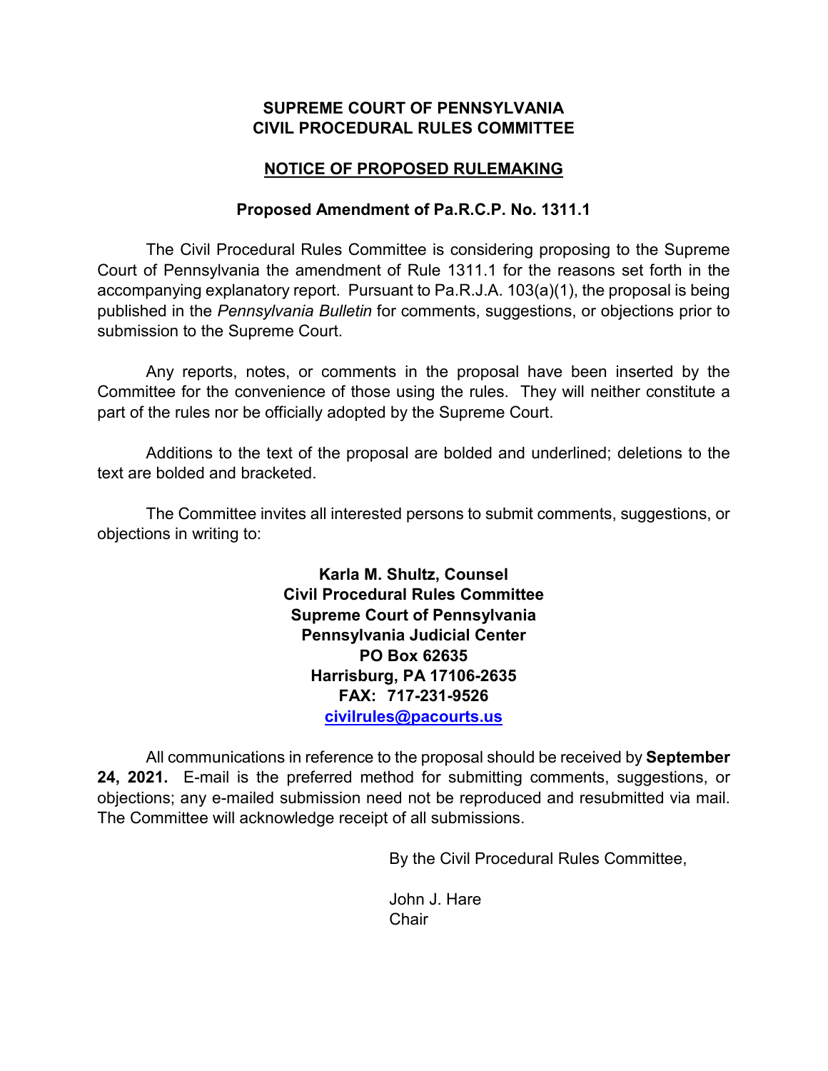**SUPREME COURT OF PENNSYLVANIA**
**CIVIL PROCEDURAL RULES COMMITTEE**

**NOTICE OF PROPOSED RULEMAKING**

**Proposed Amendment of Pa.R.C.P. No. 1311.1**

The Civil Procedural Rules Committee is considering proposing to the Supreme Court of Pennsylvania the amendment of Rule 1311.1 for the reasons set forth in the accompanying explanatory report. Pursuant to Pa.R.J.A. 103(a)(1), the proposal is being published in the *Pennsylvania Bulletin* for comments, suggestions, or objections prior to submission to the Supreme Court.

Any reports, notes, or comments in the proposal have been inserted by the Committee for the convenience of those using the rules. They will neither constitute a part of the rules nor be officially adopted by the Supreme Court.

Additions to the text of the proposal are bolded and underlined; deletions to the text are bolded and bracketed.

The Committee invites all interested persons to submit comments, suggestions, or objections in writing to:

**Karla M. Shultz, Counsel**
**Civil Procedural Rules Committee**
**Supreme Court of Pennsylvania**
**Pennsylvania Judicial Center**
**PO Box 62635**
**Harrisburg, PA 17106-2635**
**FAX: 717-231-9526**
**civilrules@pacourts.us**

All communications in reference to the proposal should be received by **September 24, 2021.** E-mail is the preferred method for submitting comments, suggestions, or objections; any e-mailed submission need not be reproduced and resubmitted via mail. The Committee will acknowledge receipt of all submissions.

By the Civil Procedural Rules Committee,

John J. Hare
Chair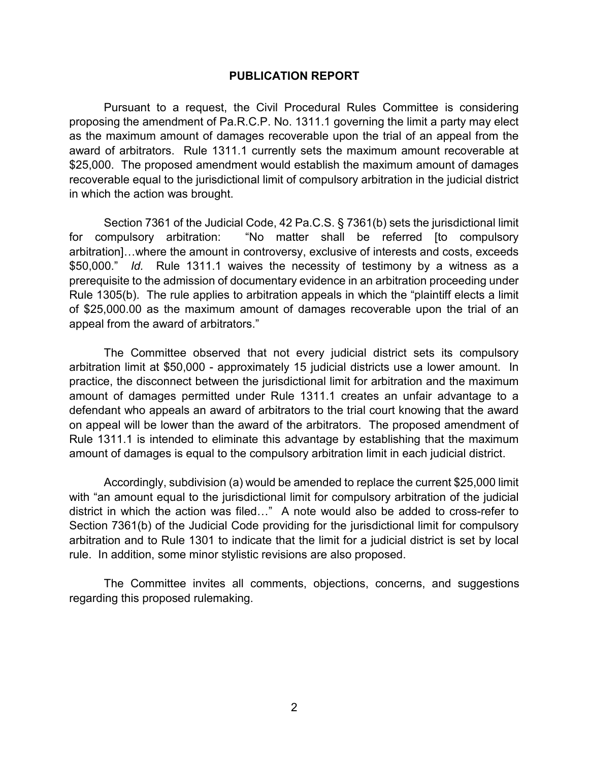## PUBLICATION REPORT

Pursuant to a request, the Civil Procedural Rules Committee is considering proposing the amendment of Pa.R.C.P. No. 1311.1 governing the limit a party may elect as the maximum amount of damages recoverable upon the trial of an appeal from the award of arbitrators. Rule 1311.1 currently sets the maximum amount recoverable at $25,000. The proposed amendment would establish the maximum amount of damages recoverable equal to the jurisdictional limit of compulsory arbitration in the judicial district in which the action was brought.

Section 7361 of the Judicial Code, 42 Pa.C.S. § 7361(b) sets the jurisdictional limit for compulsory arbitration: "No matter shall be referred [to compulsory arbitration]…where the amount in controversy, exclusive of interests and costs, exceeds $50,000." *Id.* Rule 1311.1 waives the necessity of testimony by a witness as a prerequisite to the admission of documentary evidence in an arbitration proceeding under Rule 1305(b). The rule applies to arbitration appeals in which the "plaintiff elects a limit of $25,000.00 as the maximum amount of damages recoverable upon the trial of an appeal from the award of arbitrators."

The Committee observed that not every judicial district sets its compulsory arbitration limit at $50,000 - approximately 15 judicial districts use a lower amount. In practice, the disconnect between the jurisdictional limit for arbitration and the maximum amount of damages permitted under Rule 1311.1 creates an unfair advantage to a defendant who appeals an award of arbitrators to the trial court knowing that the award on appeal will be lower than the award of the arbitrators. The proposed amendment of Rule 1311.1 is intended to eliminate this advantage by establishing that the maximum amount of damages is equal to the compulsory arbitration limit in each judicial district.

Accordingly, subdivision (a) would be amended to replace the current $25,000 limit with "an amount equal to the jurisdictional limit for compulsory arbitration of the judicial district in which the action was filed…" A note would also be added to cross-refer to Section 7361(b) of the Judicial Code providing for the jurisdictional limit for compulsory arbitration and to Rule 1301 to indicate that the limit for a judicial district is set by local rule. In addition, some minor stylistic revisions are also proposed.

The Committee invites all comments, objections, concerns, and suggestions regarding this proposed rulemaking.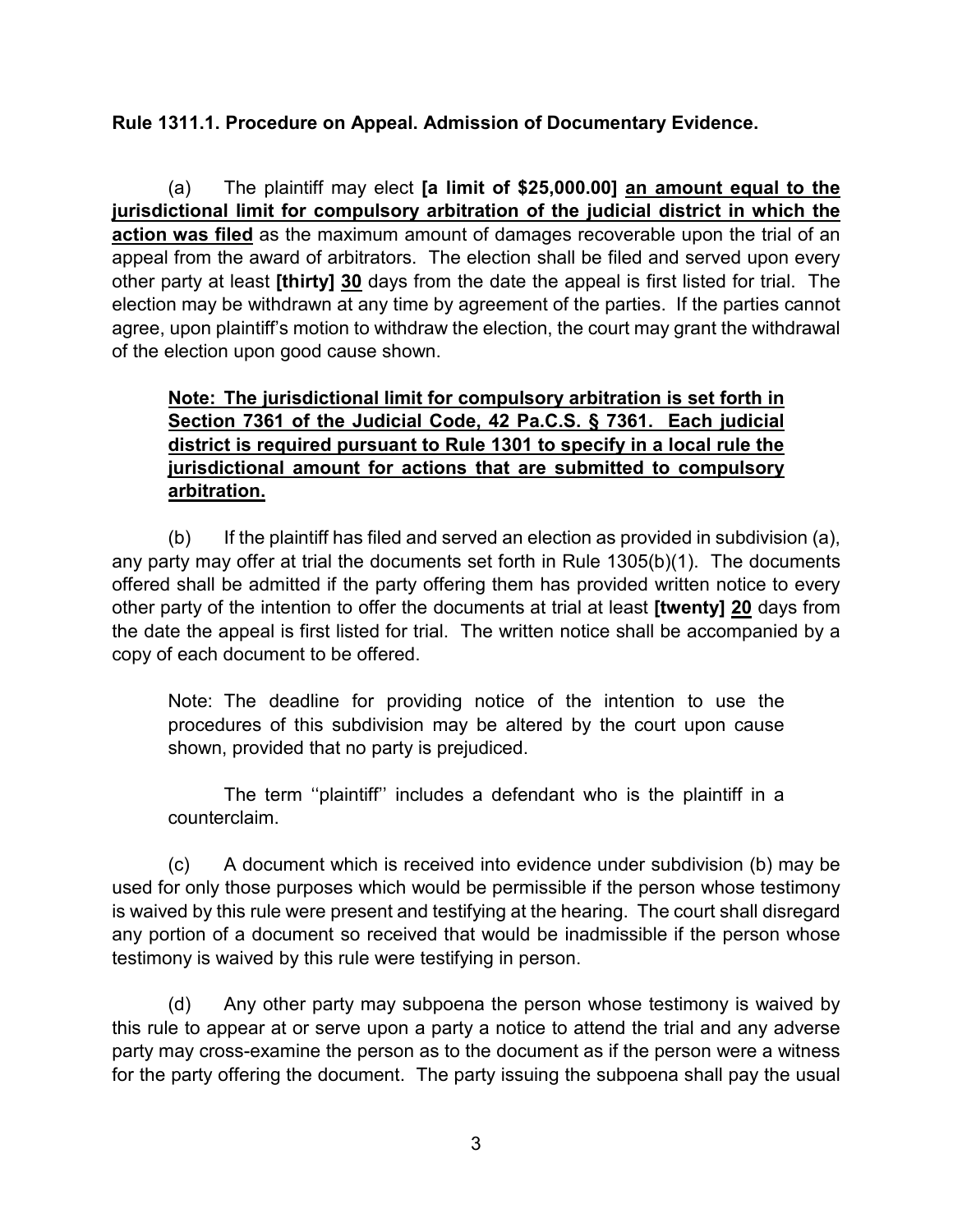**Rule 1311.1. Procedure on Appeal. Admission of Documentary Evidence.**

(a) The plaintiff may elect **[a limit of $25,000.00]** <u>**an amount equal to the jurisdictional limit for compulsory arbitration of the judicial district in which the action was filed**</u> as the maximum amount of damages recoverable upon the trial of an appeal from the award of arbitrators. The election shall be filed and served upon every other party at least **[thirty]** <u>**30**</u> days from the date the appeal is first listed for trial. The election may be withdrawn at any time by agreement of the parties. If the parties cannot agree, upon plaintiff's motion to withdraw the election, the court may grant the withdrawal of the election upon good cause shown.

> <u>**Note: The jurisdictional limit for compulsory arbitration is set forth in Section 7361 of the Judicial Code, 42 Pa.C.S. § 7361. Each judicial district is required pursuant to Rule 1301 to specify in a local rule the jurisdictional amount for actions that are submitted to compulsory arbitration.**</u>

(b) If the plaintiff has filed and served an election as provided in subdivision (a), any party may offer at trial the documents set forth in Rule 1305(b)(1). The documents offered shall be admitted if the party offering them has provided written notice to every other party of the intention to offer the documents at trial at least **[twenty]** <u>**20**</u> days from the date the appeal is first listed for trial. The written notice shall be accompanied by a copy of each document to be offered.

> Note: The deadline for providing notice of the intention to use the procedures of this subdivision may be altered by the court upon cause shown, provided that no party is prejudiced.
>
> The term ''plaintiff'' includes a defendant who is the plaintiff in a counterclaim.

(c) A document which is received into evidence under subdivision (b) may be used for only those purposes which would be permissible if the person whose testimony is waived by this rule were present and testifying at the hearing. The court shall disregard any portion of a document so received that would be inadmissible if the person whose testimony is waived by this rule were testifying in person.

(d) Any other party may subpoena the person whose testimony is waived by this rule to appear at or serve upon a party a notice to attend the trial and any adverse party may cross-examine the person as to the document as if the person were a witness for the party offering the document. The party issuing the subpoena shall pay the usual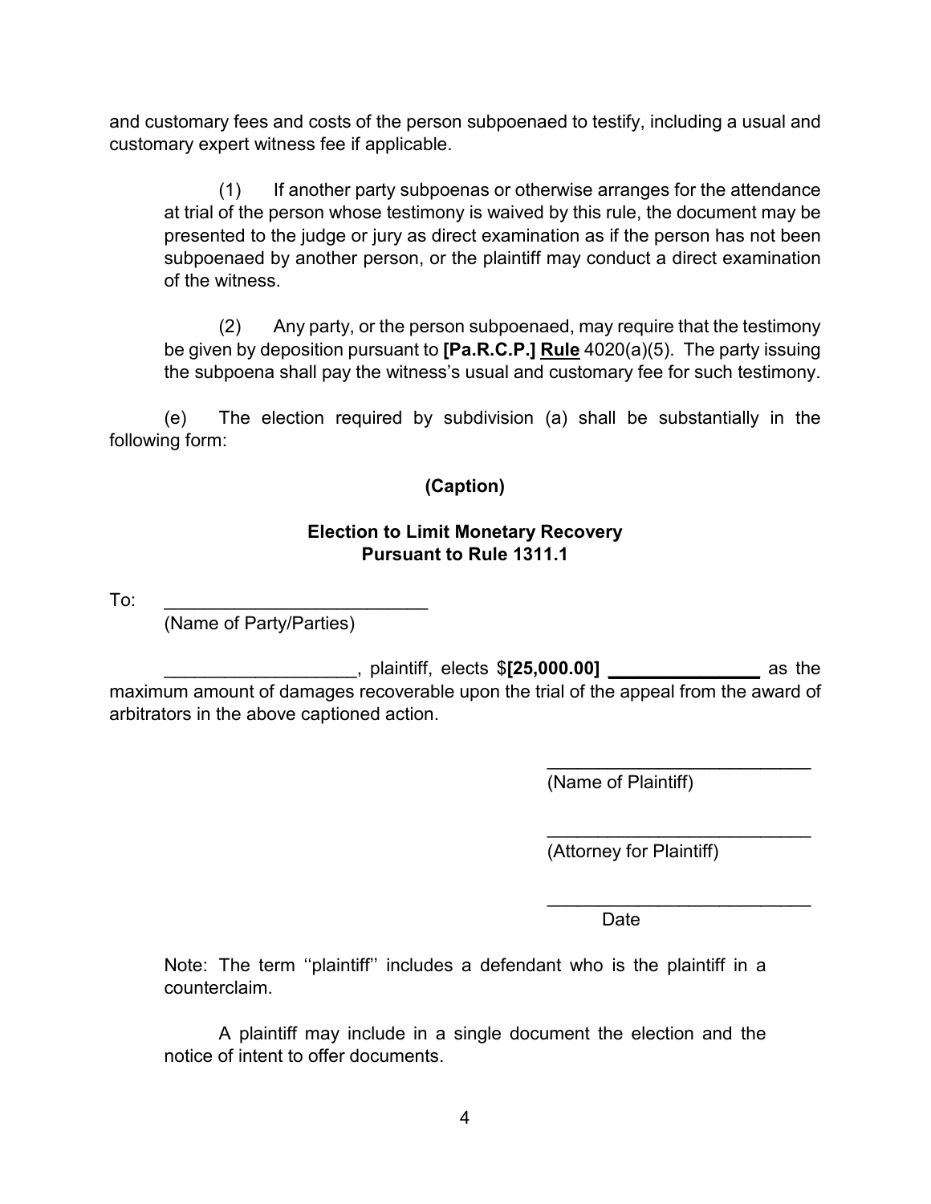and customary fees and costs of the person subpoenaed to testify, including a usual and customary expert witness fee if applicable.

(1) If another party subpoenas or otherwise arranges for the attendance at trial of the person whose testimony is waived by this rule, the document may be presented to the judge or jury as direct examination as if the person has not been subpoenaed by another person, or the plaintiff may conduct a direct examination of the witness.

(2) Any party, or the person subpoenaed, may require that the testimony be given by deposition pursuant to **[Pa.R.C.P.]** **<u>Rule</u>** 4020(a)(5). The party issuing the subpoena shall pay the witness's usual and customary fee for such testimony.

(e) The election required by subdivision (a) shall be substantially in the following form:

**(Caption)**

**Election to Limit Monetary Recovery**
**Pursuant to Rule 1311.1**

To: __________________________
(Name of Party/Parties)

___________________, plaintiff, elects $**[25,000.00]** **_______________** as the maximum amount of damages recoverable upon the trial of the appeal from the award of arbitrators in the above captioned action.

___________________________
(Name of Plaintiff)

___________________________
(Attorney for Plaintiff)

___________________________
Date

Note: The term ''plaintiff'' includes a defendant who is the plaintiff in a counterclaim.

A plaintiff may include in a single document the election and the notice of intent to offer documents.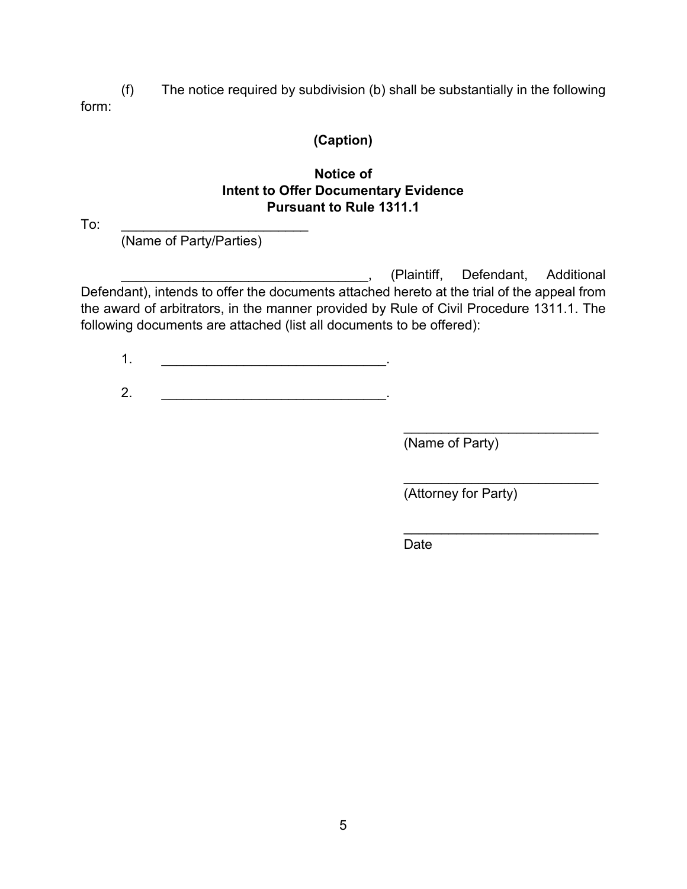(f) The notice required by subdivision (b) shall be substantially in the following form:

**(Caption)**

**Notice of**
**Intent to Offer Documentary Evidence**
**Pursuant to Rule 1311.1**

To: ________________________
(Name of Party/Parties)

________________________________, (Plaintiff, Defendant, Additional Defendant), intends to offer the documents attached hereto at the trial of the appeal from the award of arbitrators, in the manner provided by Rule of Civil Procedure 1311.1. The following documents are attached (list all documents to be offered):

1. ______________________________.

2. ______________________________.

__________________________
(Name of Party)

__________________________
(Attorney for Party)

__________________________
Date